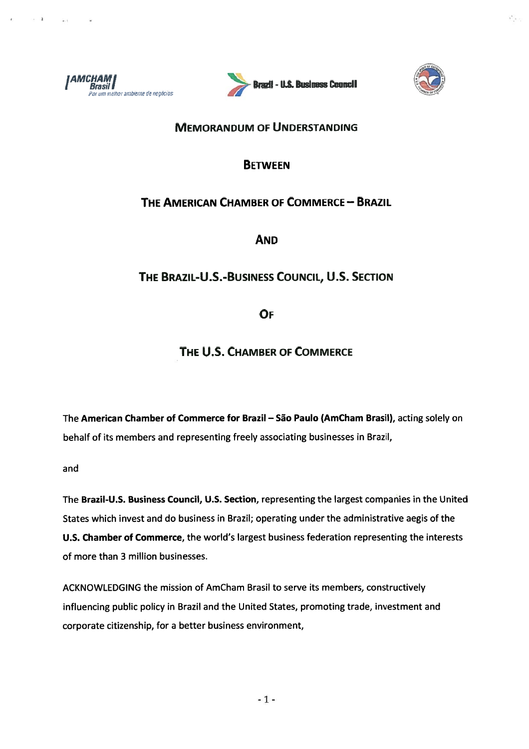AMCHAM Brasil — Por um melhor ambiente de negócios

Brazil - U.S. Business Council

# Memorandum of Understanding

## Between

## The American Chamber of Commerce – Brazil

## And

## The Brazil-U.S.-Business Council, U.S. Section

## Of

## The U.S. Chamber of Commerce

The **American Chamber of Commerce for Brazil – São Paulo (AmCham Brasil)**, acting solely on behalf of its members and representing freely associating businesses in Brazil,

and

The **Brazil-U.S. Business Council, U.S. Section**, representing the largest companies in the United States which invest and do business in Brazil; operating under the administrative aegis of the **U.S. Chamber of Commerce**, the world's largest business federation representing the interests of more than 3 million businesses.

ACKNOWLEDGING the mission of AmCham Brasil to serve its members, constructively influencing public policy in Brazil and the United States, promoting trade, investment and corporate citizenship, for a better business environment,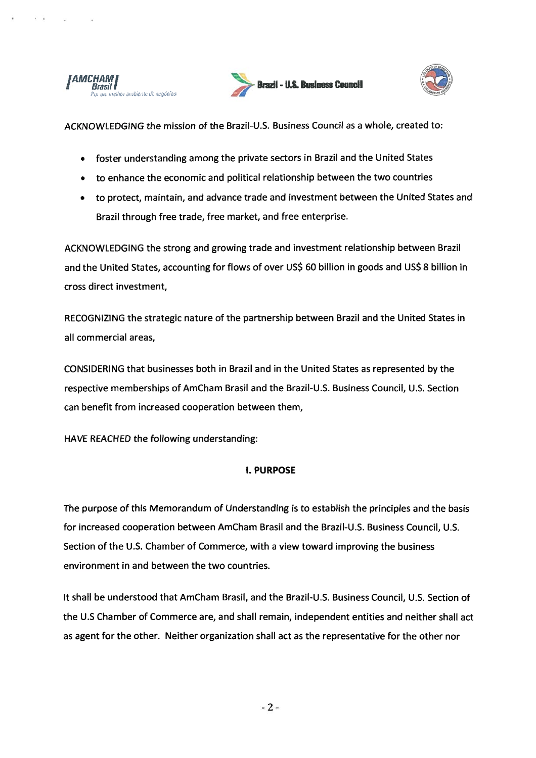ACKNOWLEDGING the mission of the Brazil-U.S. Business Council as a whole, created to:

- foster understanding among the private sectors in Brazil and the United States
- to enhance the economic and political relationship between the two countries
- to protect, maintain, and advance trade and investment between the United States and Brazil through free trade, free market, and free enterprise.

ACKNOWLEDGING the strong and growing trade and investment relationship between Brazil and the United States, accounting for flows of over US$ 60 billion in goods and US$ 8 billion in cross direct investment,

RECOGNIZING the strategic nature of the partnership between Brazil and the United States in all commercial areas,

CONSIDERING that businesses both in Brazil and in the United States as represented by the respective memberships of AmCham Brasil and the Brazil-U.S. Business Council, U.S. Section can benefit from increased cooperation between them,

HAVE REACHED the following understanding:

## I. PURPOSE

The purpose of this Memorandum of Understanding is to establish the principles and the basis for increased cooperation between AmCham Brasil and the Brazil-U.S. Business Council, U.S. Section of the U.S. Chamber of Commerce, with a view toward improving the business environment in and between the two countries.

It shall be understood that AmCham Brasil, and the Brazil-U.S. Business Council, U.S. Section of the U.S Chamber of Commerce are, and shall remain, independent entities and neither shall act as agent for the other. Neither organization shall act as the representative for the other nor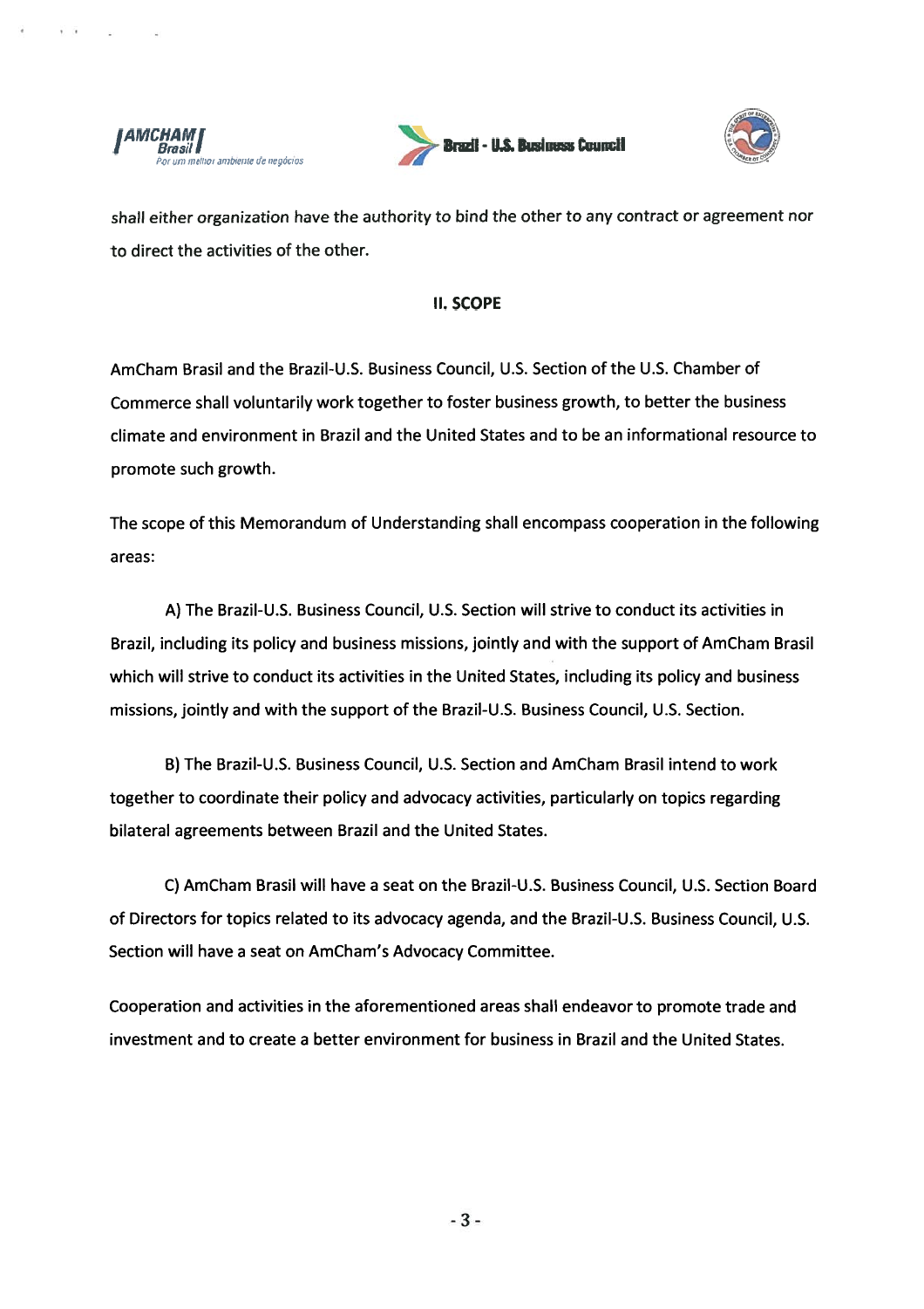shall either organization have the authority to bind the other to any contract or agreement nor to direct the activities of the other.

## II. SCOPE

AmCham Brasil and the Brazil-U.S. Business Council, U.S. Section of the U.S. Chamber of Commerce shall voluntarily work together to foster business growth, to better the business climate and environment in Brazil and the United States and to be an informational resource to promote such growth.

The scope of this Memorandum of Understanding shall encompass cooperation in the following areas:

A) The Brazil-U.S. Business Council, U.S. Section will strive to conduct its activities in Brazil, including its policy and business missions, jointly and with the support of AmCham Brasil which will strive to conduct its activities in the United States, including its policy and business missions, jointly and with the support of the Brazil-U.S. Business Council, U.S. Section.

B) The Brazil-U.S. Business Council, U.S. Section and AmCham Brasil intend to work together to coordinate their policy and advocacy activities, particularly on topics regarding bilateral agreements between Brazil and the United States.

C) AmCham Brasil will have a seat on the Brazil-U.S. Business Council, U.S. Section Board of Directors for topics related to its advocacy agenda, and the Brazil-U.S. Business Council, U.S. Section will have a seat on AmCham's Advocacy Committee.

Cooperation and activities in the aforementioned areas shall endeavor to promote trade and investment and to create a better environment for business in Brazil and the United States.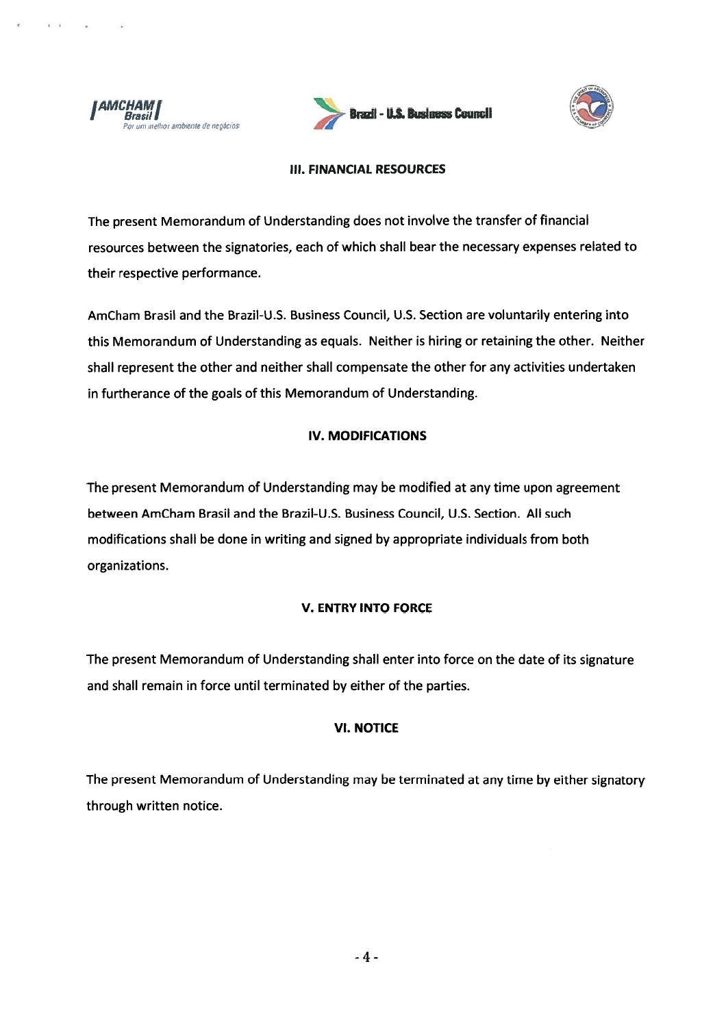## III. FINANCIAL RESOURCES

The present Memorandum of Understanding does not involve the transfer of financial resources between the signatories, each of which shall bear the necessary expenses related to their respective performance.

AmCham Brasil and the Brazil-U.S. Business Council, U.S. Section are voluntarily entering into this Memorandum of Understanding as equals. Neither is hiring or retaining the other. Neither shall represent the other and neither shall compensate the other for any activities undertaken in furtherance of the goals of this Memorandum of Understanding.

## IV. MODIFICATIONS

The present Memorandum of Understanding may be modified at any time upon agreement between AmCham Brasil and the Brazil-U.S. Business Council, U.S. Section. All such modifications shall be done in writing and signed by appropriate individuals from both organizations.

## V. ENTRY INTO FORCE

The present Memorandum of Understanding shall enter into force on the date of its signature and shall remain in force until terminated by either of the parties.

## VI. NOTICE

The present Memorandum of Understanding may be terminated at any time by either signatory through written notice.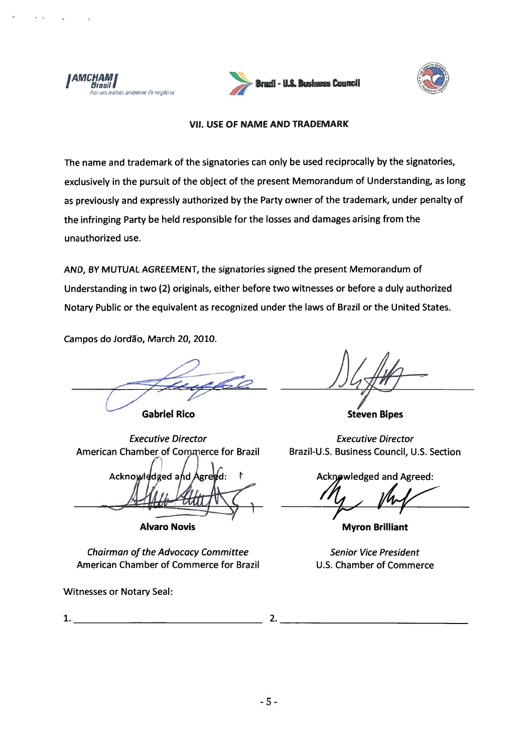AMCHAM Brasil — Por um melhor ambiente de negócios

Brazil - U.S. Business Council

### VII. USE OF NAME AND TRADEMARK

The name and trademark of the signatories can only be used reciprocally by the signatories, exclusively in the pursuit of the object of the present Memorandum of Understanding, as long as previously and expressly authorized by the Party owner of the trademark, under penalty of the infringing Party be held responsible for the losses and damages arising from the unauthorized use.

AND, BY MUTUAL AGREEMENT, the signatories signed the present Memorandum of Understanding in two (2) originals, either before two witnesses or before a duly authorized Notary Public or the equivalent as recognized under the laws of Brazil or the United States.

Campos do Jordão, March 20, 2010.

**Gabriel Rico**

*Executive Director*
American Chamber of Commerce for Brazil

Acknowledged and Agreed:

**Alvaro Novis**

*Chairman of the Advocacy Committee*
American Chamber of Commerce for Brazil

**Steven Bipes**

*Executive Director*
Brazil-U.S. Business Council, U.S. Section

Acknowledged and Agreed:

**Myron Brilliant**

*Senior Vice President*
U.S. Chamber of Commerce

Witnesses or Notary Seal:

1. ______________________________

2. ______________________________